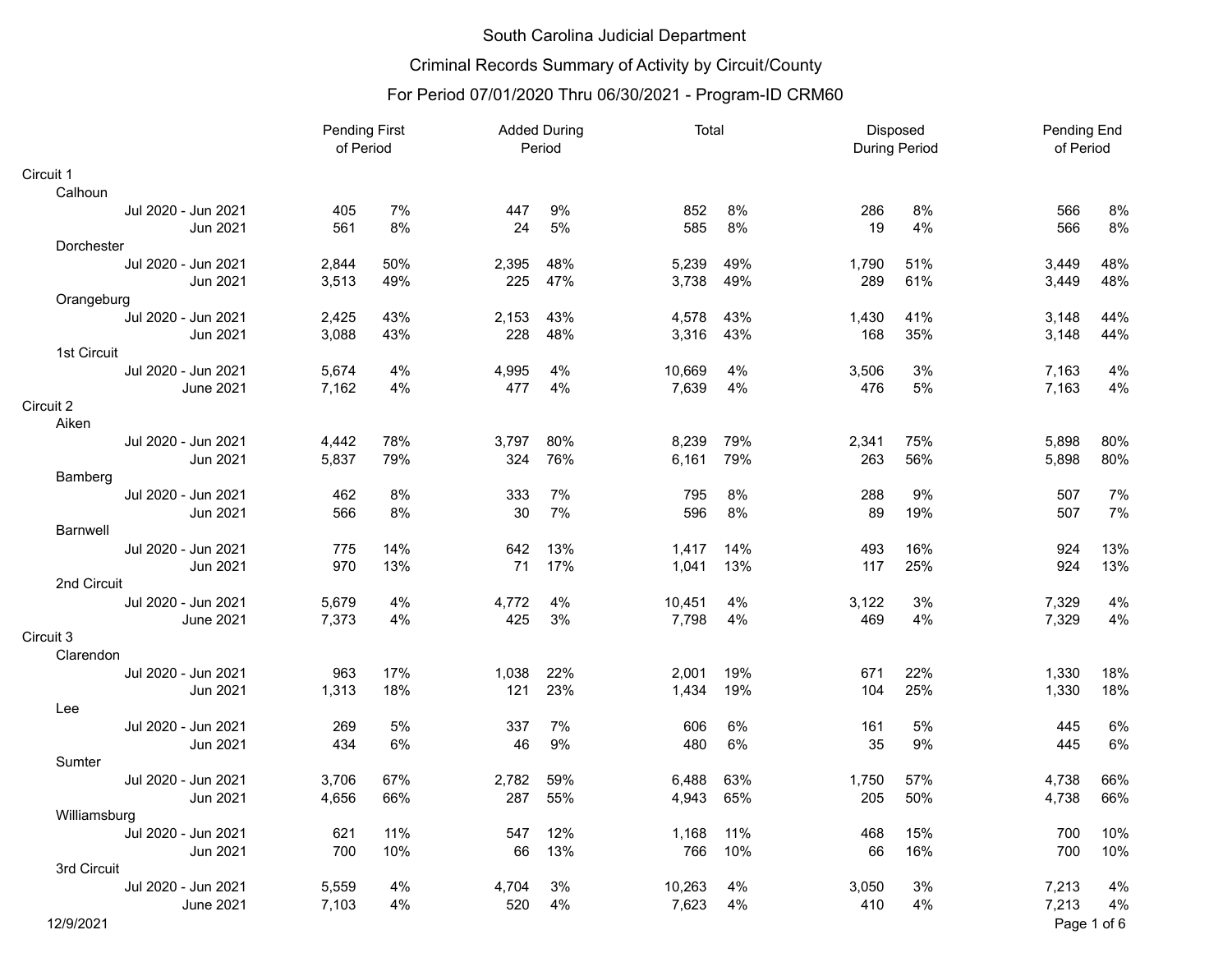South Carolina Judicial Department

Criminal Records Summary of Activity by Circuit/County

For Period 07/01/2020 Thru 06/30/2021 - Program-ID CRM60

| | Pending First of Period | | Added During Period | | Total | | Disposed During Period | | Pending End of Period | |
|---|---|---|---|---|---|---|---|---|---|---|
| **Circuit 1** | | | | | | | | | | |
| Calhoun | | | | | | | | | | |
| Jul 2020 - Jun 2021 | 405 | 7% | 447 | 9% | 852 | 8% | 286 | 8% | 566 | 8% |
| Jun 2021 | 561 | 8% | 24 | 5% | 585 | 8% | 19 | 4% | 566 | 8% |
| Dorchester | | | | | | | | | | |
| Jul 2020 - Jun 2021 | 2,844 | 50% | 2,395 | 48% | 5,239 | 49% | 1,790 | 51% | 3,449 | 48% |
| Jun 2021 | 3,513 | 49% | 225 | 47% | 3,738 | 49% | 289 | 61% | 3,449 | 48% |
| Orangeburg | | | | | | | | | | |
| Jul 2020 - Jun 2021 | 2,425 | 43% | 2,153 | 43% | 4,578 | 43% | 1,430 | 41% | 3,148 | 44% |
| Jun 2021 | 3,088 | 43% | 228 | 48% | 3,316 | 43% | 168 | 35% | 3,148 | 44% |
| 1st Circuit | | | | | | | | | | |
| Jul 2020 - Jun 2021 | 5,674 | 4% | 4,995 | 4% | 10,669 | 4% | 3,506 | 3% | 7,163 | 4% |
| June 2021 | 7,162 | 4% | 477 | 4% | 7,639 | 4% | 476 | 5% | 7,163 | 4% |
| **Circuit 2** | | | | | | | | | | |
| Aiken | | | | | | | | | | |
| Jul 2020 - Jun 2021 | 4,442 | 78% | 3,797 | 80% | 8,239 | 79% | 2,341 | 75% | 5,898 | 80% |
| Jun 2021 | 5,837 | 79% | 324 | 76% | 6,161 | 79% | 263 | 56% | 5,898 | 80% |
| Bamberg | | | | | | | | | | |
| Jul 2020 - Jun 2021 | 462 | 8% | 333 | 7% | 795 | 8% | 288 | 9% | 507 | 7% |
| Jun 2021 | 566 | 8% | 30 | 7% | 596 | 8% | 89 | 19% | 507 | 7% |
| Barnwell | | | | | | | | | | |
| Jul 2020 - Jun 2021 | 775 | 14% | 642 | 13% | 1,417 | 14% | 493 | 16% | 924 | 13% |
| Jun 2021 | 970 | 13% | 71 | 17% | 1,041 | 13% | 117 | 25% | 924 | 13% |
| 2nd Circuit | | | | | | | | | | |
| Jul 2020 - Jun 2021 | 5,679 | 4% | 4,772 | 4% | 10,451 | 4% | 3,122 | 3% | 7,329 | 4% |
| June 2021 | 7,373 | 4% | 425 | 3% | 7,798 | 4% | 469 | 4% | 7,329 | 4% |
| **Circuit 3** | | | | | | | | | | |
| Clarendon | | | | | | | | | | |
| Jul 2020 - Jun 2021 | 963 | 17% | 1,038 | 22% | 2,001 | 19% | 671 | 22% | 1,330 | 18% |
| Jun 2021 | 1,313 | 18% | 121 | 23% | 1,434 | 19% | 104 | 25% | 1,330 | 18% |
| Lee | | | | | | | | | | |
| Jul 2020 - Jun 2021 | 269 | 5% | 337 | 7% | 606 | 6% | 161 | 5% | 445 | 6% |
| Jun 2021 | 434 | 6% | 46 | 9% | 480 | 6% | 35 | 9% | 445 | 6% |
| Sumter | | | | | | | | | | |
| Jul 2020 - Jun 2021 | 3,706 | 67% | 2,782 | 59% | 6,488 | 63% | 1,750 | 57% | 4,738 | 66% |
| Jun 2021 | 4,656 | 66% | 287 | 55% | 4,943 | 65% | 205 | 50% | 4,738 | 66% |
| Williamsburg | | | | | | | | | | |
| Jul 2020 - Jun 2021 | 621 | 11% | 547 | 12% | 1,168 | 11% | 468 | 15% | 700 | 10% |
| Jun 2021 | 700 | 10% | 66 | 13% | 766 | 10% | 66 | 16% | 700 | 10% |
| 3rd Circuit | | | | | | | | | | |
| Jul 2020 - Jun 2021 | 5,559 | 4% | 4,704 | 3% | 10,263 | 4% | 3,050 | 3% | 7,213 | 4% |
| June 2021 | 7,103 | 4% | 520 | 4% | 7,623 | 4% | 410 | 4% | 7,213 | 4% |

12/9/2021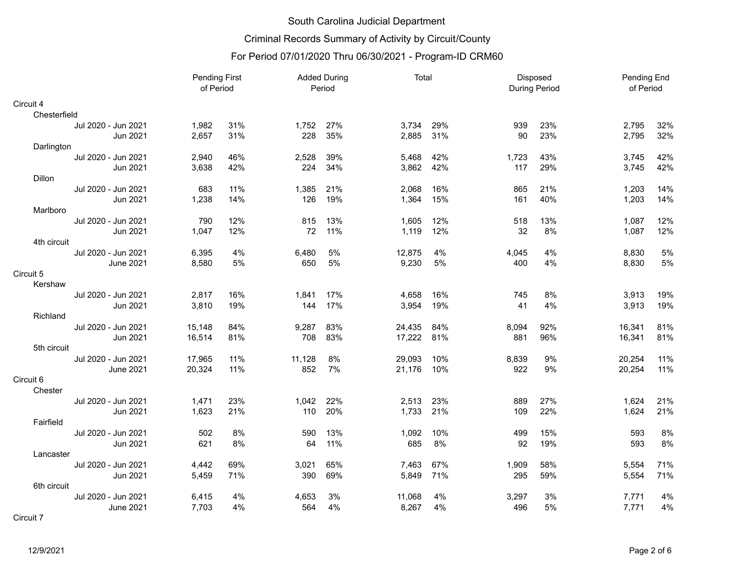South Carolina Judicial Department

Criminal Records Summary of Activity by Circuit/County

For Period 07/01/2020 Thru 06/30/2021 - Program-ID CRM60

| | Pending First of Period | | Added During Period | | Total | | Disposed During Period | | Pending End of Period | |
|---|---|---|---|---|---|---|---|---|---|---|
| **Circuit 4** | | | | | | | | | | |
| Chesterfield | | | | | | | | | | |
| Jul 2020 - Jun 2021 | 1,982 | 31% | 1,752 | 27% | 3,734 | 29% | 939 | 23% | 2,795 | 32% |
| Jun 2021 | 2,657 | 31% | 228 | 35% | 2,885 | 31% | 90 | 23% | 2,795 | 32% |
| Darlington | | | | | | | | | | |
| Jul 2020 - Jun 2021 | 2,940 | 46% | 2,528 | 39% | 5,468 | 42% | 1,723 | 43% | 3,745 | 42% |
| Jun 2021 | 3,638 | 42% | 224 | 34% | 3,862 | 42% | 117 | 29% | 3,745 | 42% |
| Dillon | | | | | | | | | | |
| Jul 2020 - Jun 2021 | 683 | 11% | 1,385 | 21% | 2,068 | 16% | 865 | 21% | 1,203 | 14% |
| Jun 2021 | 1,238 | 14% | 126 | 19% | 1,364 | 15% | 161 | 40% | 1,203 | 14% |
| Marlboro | | | | | | | | | | |
| Jul 2020 - Jun 2021 | 790 | 12% | 815 | 13% | 1,605 | 12% | 518 | 13% | 1,087 | 12% |
| Jun 2021 | 1,047 | 12% | 72 | 11% | 1,119 | 12% | 32 | 8% | 1,087 | 12% |
| 4th circuit | | | | | | | | | | |
| Jul 2020 - Jun 2021 | 6,395 | 4% | 6,480 | 5% | 12,875 | 4% | 4,045 | 4% | 8,830 | 5% |
| June 2021 | 8,580 | 5% | 650 | 5% | 9,230 | 5% | 400 | 4% | 8,830 | 5% |
| **Circuit 5** | | | | | | | | | | |
| Kershaw | | | | | | | | | | |
| Jul 2020 - Jun 2021 | 2,817 | 16% | 1,841 | 17% | 4,658 | 16% | 745 | 8% | 3,913 | 19% |
| Jun 2021 | 3,810 | 19% | 144 | 17% | 3,954 | 19% | 41 | 4% | 3,913 | 19% |
| Richland | | | | | | | | | | |
| Jul 2020 - Jun 2021 | 15,148 | 84% | 9,287 | 83% | 24,435 | 84% | 8,094 | 92% | 16,341 | 81% |
| Jun 2021 | 16,514 | 81% | 708 | 83% | 17,222 | 81% | 881 | 96% | 16,341 | 81% |
| 5th circuit | | | | | | | | | | |
| Jul 2020 - Jun 2021 | 17,965 | 11% | 11,128 | 8% | 29,093 | 10% | 8,839 | 9% | 20,254 | 11% |
| June 2021 | 20,324 | 11% | 852 | 7% | 21,176 | 10% | 922 | 9% | 20,254 | 11% |
| **Circuit 6** | | | | | | | | | | |
| Chester | | | | | | | | | | |
| Jul 2020 - Jun 2021 | 1,471 | 23% | 1,042 | 22% | 2,513 | 23% | 889 | 27% | 1,624 | 21% |
| Jun 2021 | 1,623 | 21% | 110 | 20% | 1,733 | 21% | 109 | 22% | 1,624 | 21% |
| Fairfield | | | | | | | | | | |
| Jul 2020 - Jun 2021 | 502 | 8% | 590 | 13% | 1,092 | 10% | 499 | 15% | 593 | 8% |
| Jun 2021 | 621 | 8% | 64 | 11% | 685 | 8% | 92 | 19% | 593 | 8% |
| Lancaster | | | | | | | | | | |
| Jul 2020 - Jun 2021 | 4,442 | 69% | 3,021 | 65% | 7,463 | 67% | 1,909 | 58% | 5,554 | 71% |
| Jun 2021 | 5,459 | 71% | 390 | 69% | 5,849 | 71% | 295 | 59% | 5,554 | 71% |
| 6th circuit | | | | | | | | | | |
| Jul 2020 - Jun 2021 | 6,415 | 4% | 4,653 | 3% | 11,068 | 4% | 3,297 | 3% | 7,771 | 4% |
| June 2021 | 7,703 | 4% | 564 | 4% | 8,267 | 4% | 496 | 5% | 7,771 | 4% |
| **Circuit 7** | | | | | | | | | | |

12/9/2021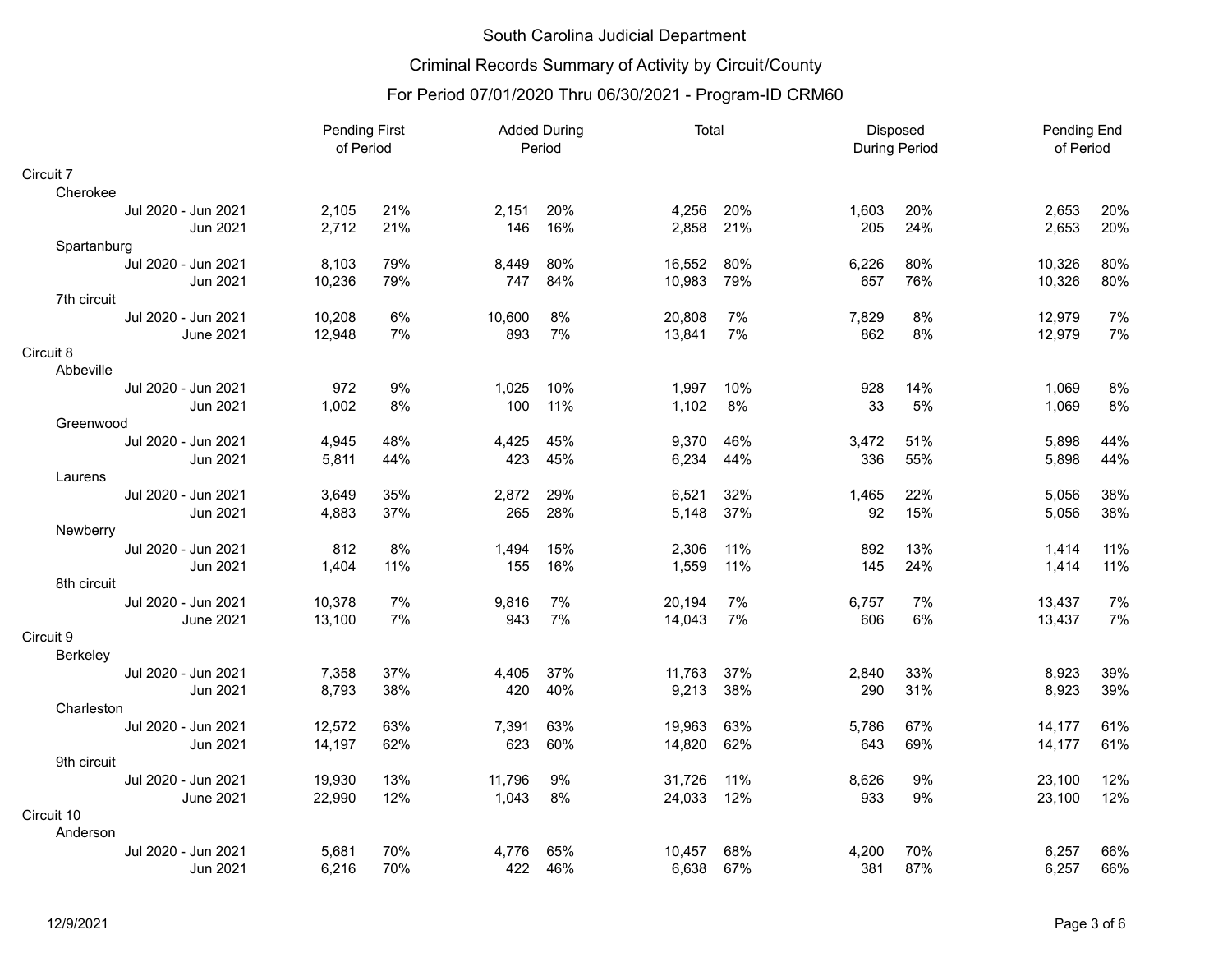# South Carolina Judicial Department

## Criminal Records Summary of Activity by Circuit/County

### For Period 07/01/2020 Thru 06/30/2021 - Program-ID CRM60

| | Pending First of Period | | Added During Period | | Total | | Disposed During Period | | Pending End of Period | |
|---|---|---|---|---|---|---|---|---|---|---|
| **Circuit 7** | | | | | | | | | | |
| Cherokee | | | | | | | | | | |
| Jul 2020 - Jun 2021 | 2,105 | 21% | 2,151 | 20% | 4,256 | 20% | 1,603 | 20% | 2,653 | 20% |
| Jun 2021 | 2,712 | 21% | 146 | 16% | 2,858 | 21% | 205 | 24% | 2,653 | 20% |
| Spartanburg | | | | | | | | | | |
| Jul 2020 - Jun 2021 | 8,103 | 79% | 8,449 | 80% | 16,552 | 80% | 6,226 | 80% | 10,326 | 80% |
| Jun 2021 | 10,236 | 79% | 747 | 84% | 10,983 | 79% | 657 | 76% | 10,326 | 80% |
| 7th circuit | | | | | | | | | | |
| Jul 2020 - Jun 2021 | 10,208 | 6% | 10,600 | 8% | 20,808 | 7% | 7,829 | 8% | 12,979 | 7% |
| June 2021 | 12,948 | 7% | 893 | 7% | 13,841 | 7% | 862 | 8% | 12,979 | 7% |
| **Circuit 8** | | | | | | | | | | |
| Abbeville | | | | | | | | | | |
| Jul 2020 - Jun 2021 | 972 | 9% | 1,025 | 10% | 1,997 | 10% | 928 | 14% | 1,069 | 8% |
| Jun 2021 | 1,002 | 8% | 100 | 11% | 1,102 | 8% | 33 | 5% | 1,069 | 8% |
| Greenwood | | | | | | | | | | |
| Jul 2020 - Jun 2021 | 4,945 | 48% | 4,425 | 45% | 9,370 | 46% | 3,472 | 51% | 5,898 | 44% |
| Jun 2021 | 5,811 | 44% | 423 | 45% | 6,234 | 44% | 336 | 55% | 5,898 | 44% |
| Laurens | | | | | | | | | | |
| Jul 2020 - Jun 2021 | 3,649 | 35% | 2,872 | 29% | 6,521 | 32% | 1,465 | 22% | 5,056 | 38% |
| Jun 2021 | 4,883 | 37% | 265 | 28% | 5,148 | 37% | 92 | 15% | 5,056 | 38% |
| Newberry | | | | | | | | | | |
| Jul 2020 - Jun 2021 | 812 | 8% | 1,494 | 15% | 2,306 | 11% | 892 | 13% | 1,414 | 11% |
| Jun 2021 | 1,404 | 11% | 155 | 16% | 1,559 | 11% | 145 | 24% | 1,414 | 11% |
| 8th circuit | | | | | | | | | | |
| Jul 2020 - Jun 2021 | 10,378 | 7% | 9,816 | 7% | 20,194 | 7% | 6,757 | 7% | 13,437 | 7% |
| June 2021 | 13,100 | 7% | 943 | 7% | 14,043 | 7% | 606 | 6% | 13,437 | 7% |
| **Circuit 9** | | | | | | | | | | |
| Berkeley | | | | | | | | | | |
| Jul 2020 - Jun 2021 | 7,358 | 37% | 4,405 | 37% | 11,763 | 37% | 2,840 | 33% | 8,923 | 39% |
| Jun 2021 | 8,793 | 38% | 420 | 40% | 9,213 | 38% | 290 | 31% | 8,923 | 39% |
| Charleston | | | | | | | | | | |
| Jul 2020 - Jun 2021 | 12,572 | 63% | 7,391 | 63% | 19,963 | 63% | 5,786 | 67% | 14,177 | 61% |
| Jun 2021 | 14,197 | 62% | 623 | 60% | 14,820 | 62% | 643 | 69% | 14,177 | 61% |
| 9th circuit | | | | | | | | | | |
| Jul 2020 - Jun 2021 | 19,930 | 13% | 11,796 | 9% | 31,726 | 11% | 8,626 | 9% | 23,100 | 12% |
| June 2021 | 22,990 | 12% | 1,043 | 8% | 24,033 | 12% | 933 | 9% | 23,100 | 12% |
| **Circuit 10** | | | | | | | | | | |
| Anderson | | | | | | | | | | |
| Jul 2020 - Jun 2021 | 5,681 | 70% | 4,776 | 65% | 10,457 | 68% | 4,200 | 70% | 6,257 | 66% |
| Jun 2021 | 6,216 | 70% | 422 | 46% | 6,638 | 67% | 381 | 87% | 6,257 | 66% |

12/9/2021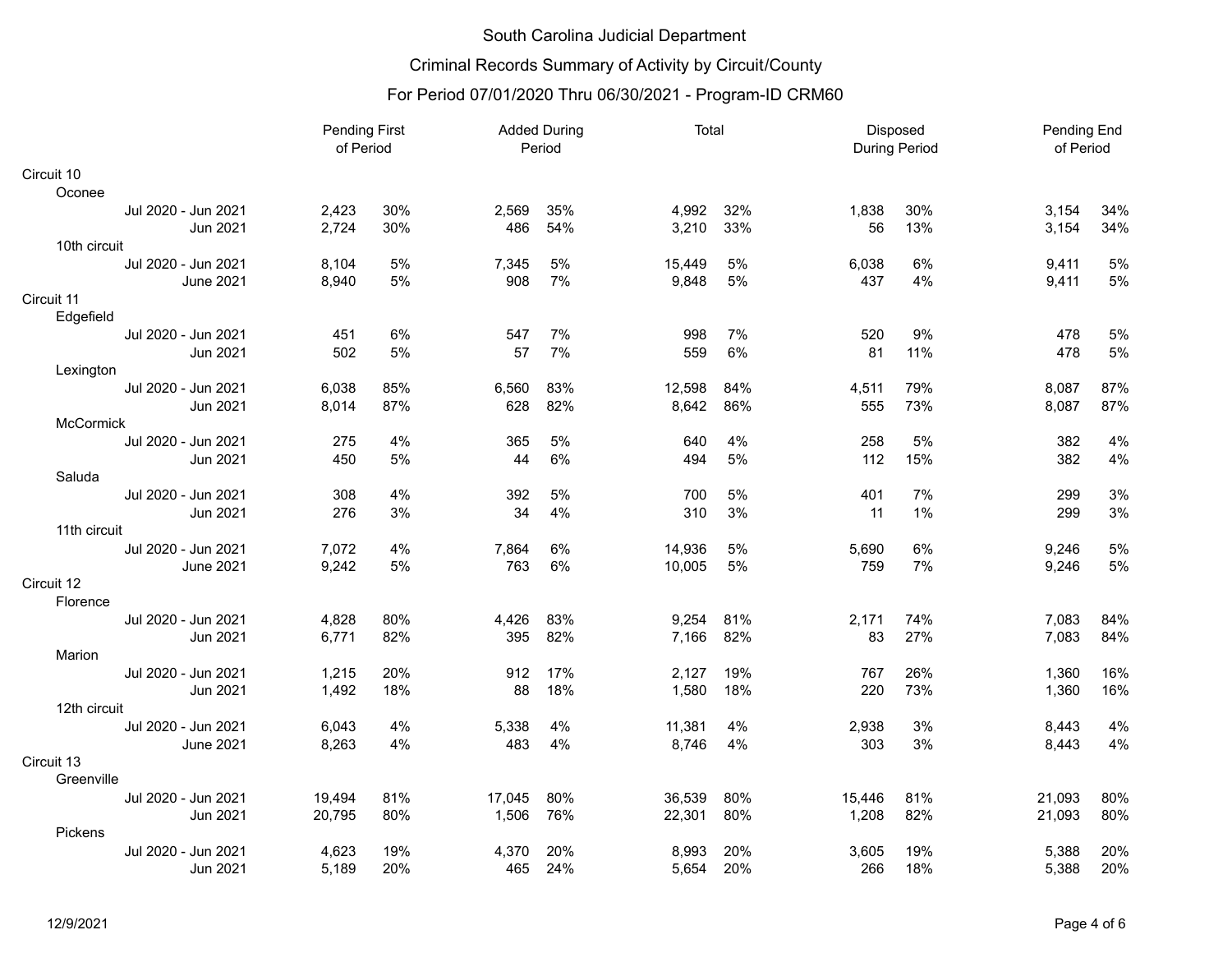# South Carolina Judicial Department

## Criminal Records Summary of Activity by Circuit/County

### For Period 07/01/2020 Thru 06/30/2021 - Program-ID CRM60

| | Pending First of Period | | Added During Period | | Total | | Disposed During Period | | Pending End of Period | |
|---|---|---|---|---|---|---|---|---|---|---|
| **Circuit 10** | | | | | | | | | | |
| Oconee | | | | | | | | | | |
| Jul 2020 - Jun 2021 | 2,423 | 30% | 2,569 | 35% | 4,992 | 32% | 1,838 | 30% | 3,154 | 34% |
| Jun 2021 | 2,724 | 30% | 486 | 54% | 3,210 | 33% | 56 | 13% | 3,154 | 34% |
| 10th circuit | | | | | | | | | | |
| Jul 2020 - Jun 2021 | 8,104 | 5% | 7,345 | 5% | 15,449 | 5% | 6,038 | 6% | 9,411 | 5% |
| June 2021 | 8,940 | 5% | 908 | 7% | 9,848 | 5% | 437 | 4% | 9,411 | 5% |
| **Circuit 11** | | | | | | | | | | |
| Edgefield | | | | | | | | | | |
| Jul 2020 - Jun 2021 | 451 | 6% | 547 | 7% | 998 | 7% | 520 | 9% | 478 | 5% |
| Jun 2021 | 502 | 5% | 57 | 7% | 559 | 6% | 81 | 11% | 478 | 5% |
| Lexington | | | | | | | | | | |
| Jul 2020 - Jun 2021 | 6,038 | 85% | 6,560 | 83% | 12,598 | 84% | 4,511 | 79% | 8,087 | 87% |
| Jun 2021 | 8,014 | 87% | 628 | 82% | 8,642 | 86% | 555 | 73% | 8,087 | 87% |
| McCormick | | | | | | | | | | |
| Jul 2020 - Jun 2021 | 275 | 4% | 365 | 5% | 640 | 4% | 258 | 5% | 382 | 4% |
| Jun 2021 | 450 | 5% | 44 | 6% | 494 | 5% | 112 | 15% | 382 | 4% |
| Saluda | | | | | | | | | | |
| Jul 2020 - Jun 2021 | 308 | 4% | 392 | 5% | 700 | 5% | 401 | 7% | 299 | 3% |
| Jun 2021 | 276 | 3% | 34 | 4% | 310 | 3% | 11 | 1% | 299 | 3% |
| 11th circuit | | | | | | | | | | |
| Jul 2020 - Jun 2021 | 7,072 | 4% | 7,864 | 6% | 14,936 | 5% | 5,690 | 6% | 9,246 | 5% |
| June 2021 | 9,242 | 5% | 763 | 6% | 10,005 | 5% | 759 | 7% | 9,246 | 5% |
| **Circuit 12** | | | | | | | | | | |
| Florence | | | | | | | | | | |
| Jul 2020 - Jun 2021 | 4,828 | 80% | 4,426 | 83% | 9,254 | 81% | 2,171 | 74% | 7,083 | 84% |
| Jun 2021 | 6,771 | 82% | 395 | 82% | 7,166 | 82% | 83 | 27% | 7,083 | 84% |
| Marion | | | | | | | | | | |
| Jul 2020 - Jun 2021 | 1,215 | 20% | 912 | 17% | 2,127 | 19% | 767 | 26% | 1,360 | 16% |
| Jun 2021 | 1,492 | 18% | 88 | 18% | 1,580 | 18% | 220 | 73% | 1,360 | 16% |
| 12th circuit | | | | | | | | | | |
| Jul 2020 - Jun 2021 | 6,043 | 4% | 5,338 | 4% | 11,381 | 4% | 2,938 | 3% | 8,443 | 4% |
| June 2021 | 8,263 | 4% | 483 | 4% | 8,746 | 4% | 303 | 3% | 8,443 | 4% |
| **Circuit 13** | | | | | | | | | | |
| Greenville | | | | | | | | | | |
| Jul 2020 - Jun 2021 | 19,494 | 81% | 17,045 | 80% | 36,539 | 80% | 15,446 | 81% | 21,093 | 80% |
| Jun 2021 | 20,795 | 80% | 1,506 | 76% | 22,301 | 80% | 1,208 | 82% | 21,093 | 80% |
| Pickens | | | | | | | | | | |
| Jul 2020 - Jun 2021 | 4,623 | 19% | 4,370 | 20% | 8,993 | 20% | 3,605 | 19% | 5,388 | 20% |
| Jun 2021 | 5,189 | 20% | 465 | 24% | 5,654 | 20% | 266 | 18% | 5,388 | 20% |

12/9/2021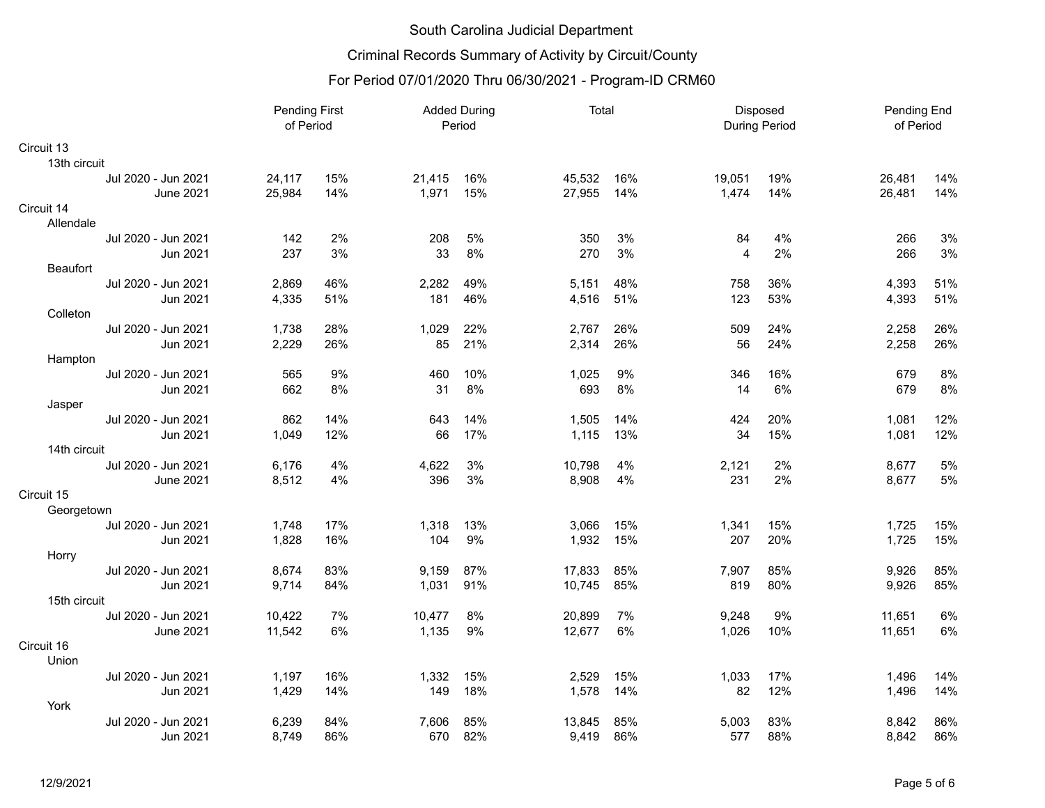# South Carolina Judicial Department

## Criminal Records Summary of Activity by Circuit/County

### For Period 07/01/2020 Thru 06/30/2021 - Program-ID CRM60

| | Pending First of Period | | Added During Period | | Total | | Disposed During Period | | Pending End of Period | |
|---|---|---|---|---|---|---|---|---|---|---|
| **Circuit 13** | | | | | | | | | | |
| 13th circuit | | | | | | | | | | |
| Jul 2020 - Jun 2021 | 24,117 | 15% | 21,415 | 16% | 45,532 | 16% | 19,051 | 19% | 26,481 | 14% |
| June 2021 | 25,984 | 14% | 1,971 | 15% | 27,955 | 14% | 1,474 | 14% | 26,481 | 14% |
| **Circuit 14** | | | | | | | | | | |
| Allendale | | | | | | | | | | |
| Jul 2020 - Jun 2021 | 142 | 2% | 208 | 5% | 350 | 3% | 84 | 4% | 266 | 3% |
| Jun 2021 | 237 | 3% | 33 | 8% | 270 | 3% | 4 | 2% | 266 | 3% |
| Beaufort | | | | | | | | | | |
| Jul 2020 - Jun 2021 | 2,869 | 46% | 2,282 | 49% | 5,151 | 48% | 758 | 36% | 4,393 | 51% |
| Jun 2021 | 4,335 | 51% | 181 | 46% | 4,516 | 51% | 123 | 53% | 4,393 | 51% |
| Colleton | | | | | | | | | | |
| Jul 2020 - Jun 2021 | 1,738 | 28% | 1,029 | 22% | 2,767 | 26% | 509 | 24% | 2,258 | 26% |
| Jun 2021 | 2,229 | 26% | 85 | 21% | 2,314 | 26% | 56 | 24% | 2,258 | 26% |
| Hampton | | | | | | | | | | |
| Jul 2020 - Jun 2021 | 565 | 9% | 460 | 10% | 1,025 | 9% | 346 | 16% | 679 | 8% |
| Jun 2021 | 662 | 8% | 31 | 8% | 693 | 8% | 14 | 6% | 679 | 8% |
| Jasper | | | | | | | | | | |
| Jul 2020 - Jun 2021 | 862 | 14% | 643 | 14% | 1,505 | 14% | 424 | 20% | 1,081 | 12% |
| Jun 2021 | 1,049 | 12% | 66 | 17% | 1,115 | 13% | 34 | 15% | 1,081 | 12% |
| 14th circuit | | | | | | | | | | |
| Jul 2020 - Jun 2021 | 6,176 | 4% | 4,622 | 3% | 10,798 | 4% | 2,121 | 2% | 8,677 | 5% |
| June 2021 | 8,512 | 4% | 396 | 3% | 8,908 | 4% | 231 | 2% | 8,677 | 5% |
| **Circuit 15** | | | | | | | | | | |
| Georgetown | | | | | | | | | | |
| Jul 2020 - Jun 2021 | 1,748 | 17% | 1,318 | 13% | 3,066 | 15% | 1,341 | 15% | 1,725 | 15% |
| Jun 2021 | 1,828 | 16% | 104 | 9% | 1,932 | 15% | 207 | 20% | 1,725 | 15% |
| Horry | | | | | | | | | | |
| Jul 2020 - Jun 2021 | 8,674 | 83% | 9,159 | 87% | 17,833 | 85% | 7,907 | 85% | 9,926 | 85% |
| Jun 2021 | 9,714 | 84% | 1,031 | 91% | 10,745 | 85% | 819 | 80% | 9,926 | 85% |
| 15th circuit | | | | | | | | | | |
| Jul 2020 - Jun 2021 | 10,422 | 7% | 10,477 | 8% | 20,899 | 7% | 9,248 | 9% | 11,651 | 6% |
| June 2021 | 11,542 | 6% | 1,135 | 9% | 12,677 | 6% | 1,026 | 10% | 11,651 | 6% |
| **Circuit 16** | | | | | | | | | | |
| Union | | | | | | | | | | |
| Jul 2020 - Jun 2021 | 1,197 | 16% | 1,332 | 15% | 2,529 | 15% | 1,033 | 17% | 1,496 | 14% |
| Jun 2021 | 1,429 | 14% | 149 | 18% | 1,578 | 14% | 82 | 12% | 1,496 | 14% |
| York | | | | | | | | | | |
| Jul 2020 - Jun 2021 | 6,239 | 84% | 7,606 | 85% | 13,845 | 85% | 5,003 | 83% | 8,842 | 86% |
| Jun 2021 | 8,749 | 86% | 670 | 82% | 9,419 | 86% | 577 | 88% | 8,842 | 86% |

12/9/2021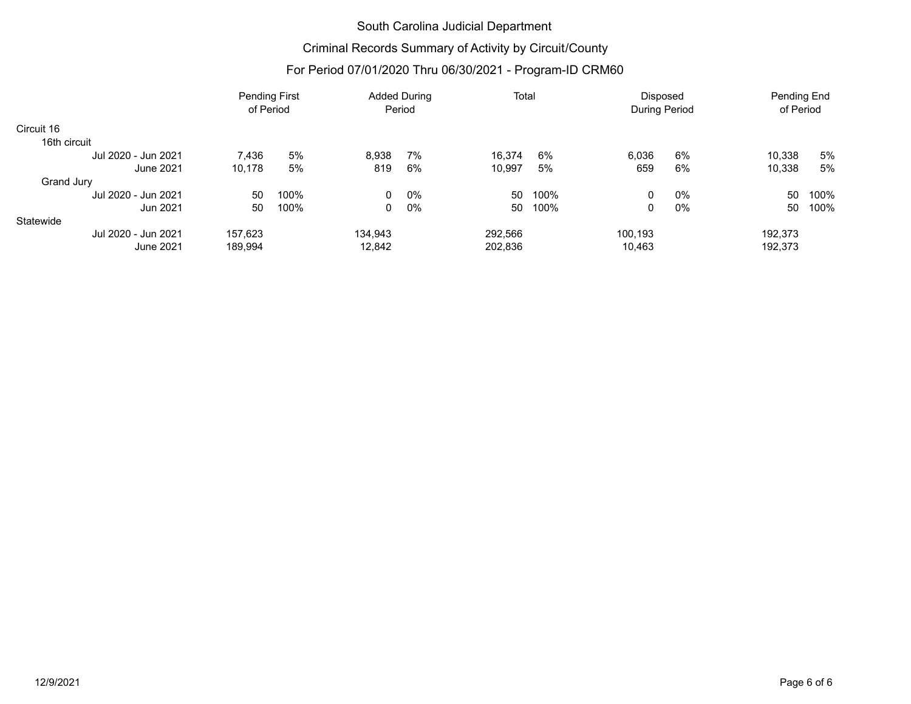# South Carolina Judicial Department

## Criminal Records Summary of Activity by Circuit/County

### For Period 07/01/2020 Thru 06/30/2021 - Program-ID CRM60

| | Pending First of Period | | Added During Period | | Total | | Disposed During Period | | Pending End of Period | |
|---|---|---|---|---|---|---|---|---|---|---|
| **Circuit 16** | | | | | | | | | | |
| 16th circuit | | | | | | | | | | |
| Jul 2020 - Jun 2021 | 7,436 | 5% | 8,938 | 7% | 16,374 | 6% | 6,036 | 6% | 10,338 | 5% |
| June 2021 | 10,178 | 5% | 819 | 6% | 10,997 | 5% | 659 | 6% | 10,338 | 5% |
| Grand Jury | | | | | | | | | | |
| Jul 2020 - Jun 2021 | 50 | 100% | 0 | 0% | 50 | 100% | 0 | 0% | 50 | 100% |
| Jun 2021 | 50 | 100% | 0 | 0% | 50 | 100% | 0 | 0% | 50 | 100% |
| **Statewide** | | | | | | | | | | |
| Jul 2020 - Jun 2021 | 157,623 | | 134,943 | | 292,566 | | 100,193 | | 192,373 | |
| June 2021 | 189,994 | | 12,842 | | 202,836 | | 10,463 | | 192,373 | |

12/9/2021